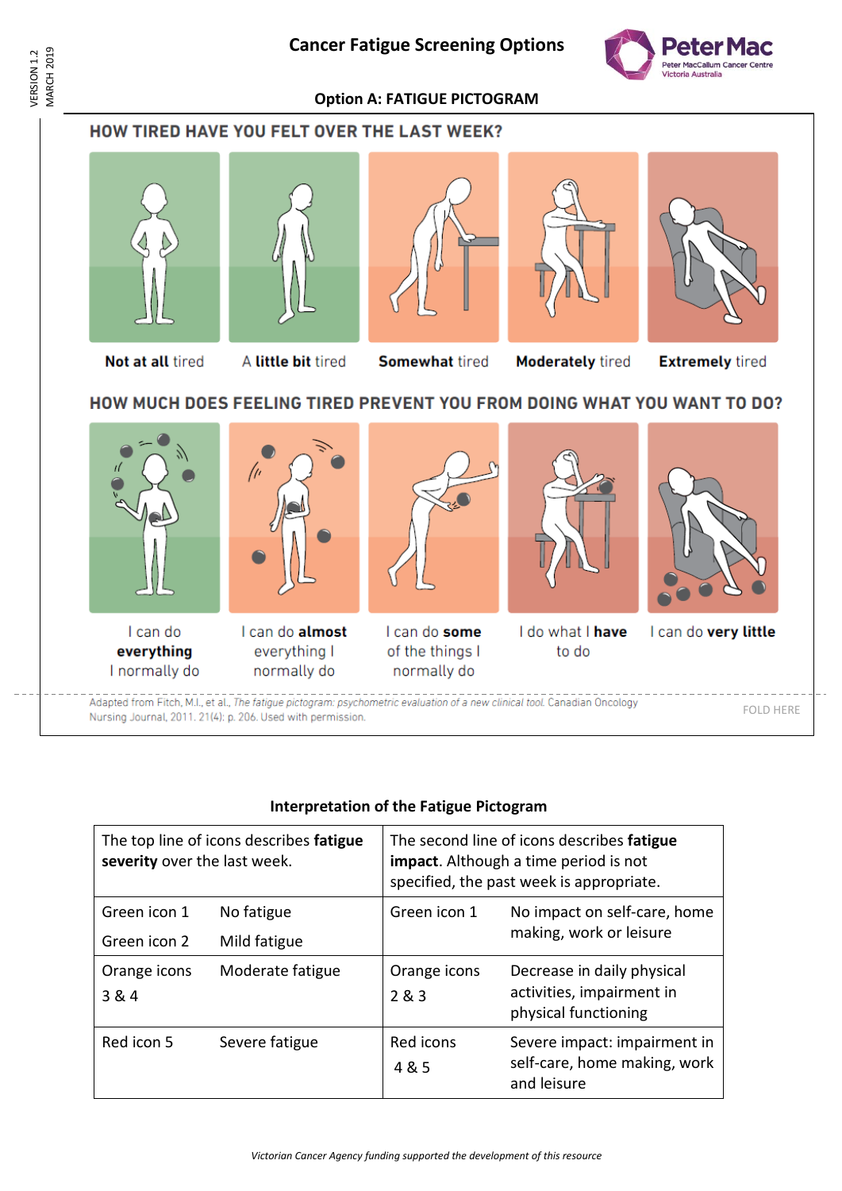# Cancer Fatigue Screening Options

## Option A: FATIGUE PICTOGRAM

### HOW TIRED HAVE YOU FELT OVER THE LAST WEEK?

**Not at all** tired | A **little bit** tired | **Somewhat** tired | **Moderately** tired | **Extremely** tired

### HOW MUCH DOES FEELING TIRED PREVENT YOU FROM DOING WHAT YOU WANT TO DO?

I can do **everything** I normally do | I can do **almost** everything I normally do | I can do **some** of the things I normally do | I do what I **have** to do | I can do **very little**

Adapted from Fitch, M.I., et al., *The fatigue pictogram: psychometric evaluation of a new clinical tool.* Canadian Oncology Nursing Journal, 2011. 21(4): p. 206. Used with permission.

FOLD HERE

### Interpretation of the Fatigue Pictogram

| The top line of icons describes **fatigue severity** over the last week. | | The second line of icons describes **fatigue impact**. Although a time period is not specified, the past week is appropriate. | |
|---|---|---|---|
| Green icon 1 | No fatigue | Green icon 1 | No impact on self-care, home making, work or leisure |
| Green icon 2 | Mild fatigue | | |
| Orange icons 3 & 4 | Moderate fatigue | Orange icons 2 & 3 | Decrease in daily physical activities, impairment in physical functioning |
| Red icon 5 | Severe fatigue | Red icons 4 & 5 | Severe impact: impairment in self-care, home making, work and leisure |

*Victorian Cancer Agency funding supported the development of this resource*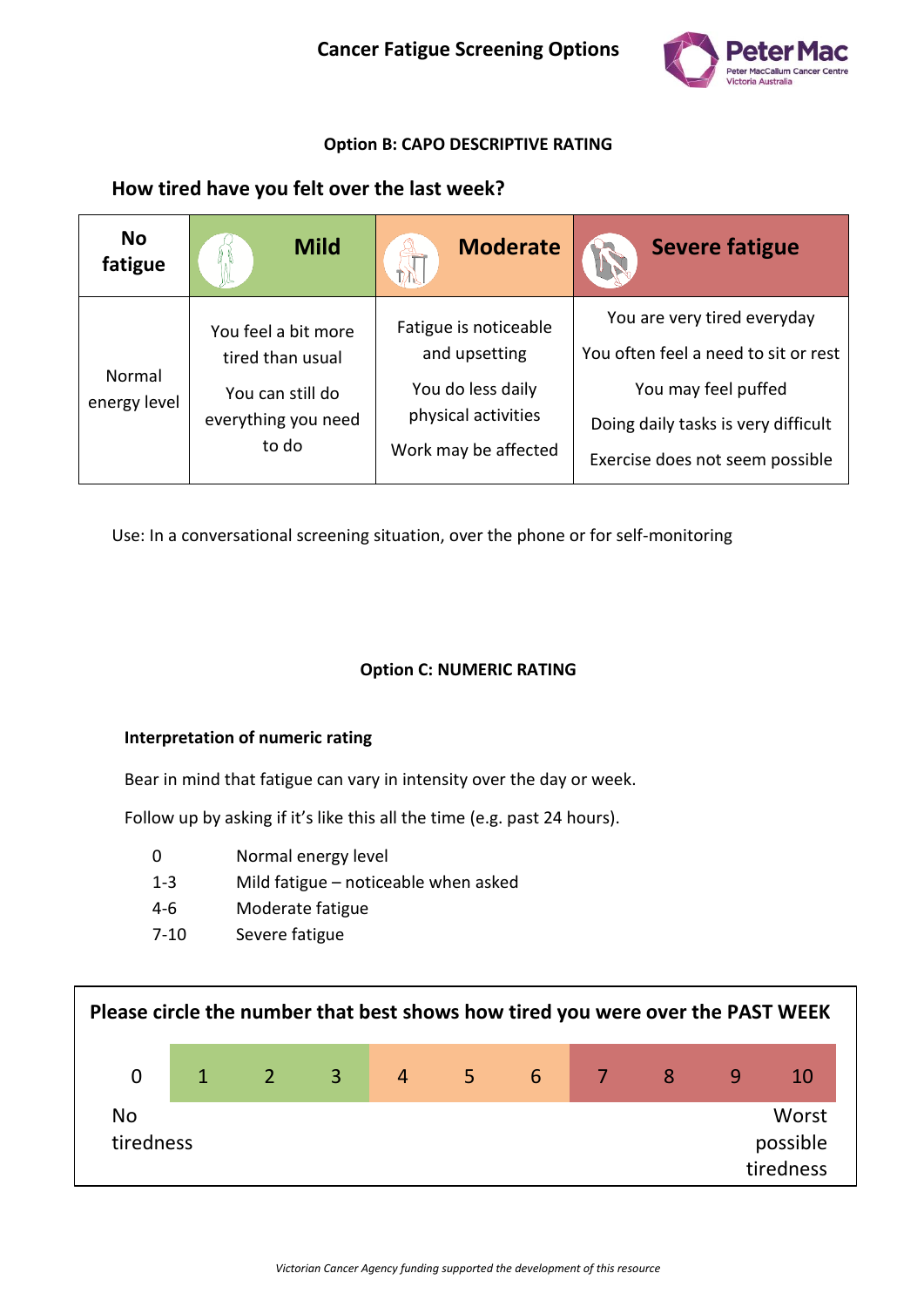# Cancer Fatigue Screening Options

Peter Mac
Peter MacCallum Cancer Centre
Victoria Australia

## Option B: CAPO DESCRIPTIVE RATING

### How tired have you felt over the last week?

| No fatigue | Mild | Moderate | Severe fatigue |
|---|---|---|---|
| Normal energy level | You feel a bit more tired than usual<br>You can still do everything you need to do | Fatigue is noticeable and upsetting<br>You do less daily physical activities<br>Work may be affected | You are very tired everyday<br>You often feel a need to sit or rest<br>You may feel puffed<br>Doing daily tasks is very difficult<br>Exercise does not seem possible |

Use: In a conversational screening situation, over the phone or for self-monitoring

## Option C: NUMERIC RATING

**Interpretation of numeric rating**

Bear in mind that fatigue can vary in intensity over the day or week.

Follow up by asking if it's like this all the time (e.g. past 24 hours).

| | |
|---|---|
| 0 | Normal energy level |
| 1-3 | Mild fatigue – noticeable when asked |
| 4-6 | Moderate fatigue |
| 7-10 | Severe fatigue |

**Please circle the number that best shows how tired you were over the PAST WEEK**

| 0 | 1 | 2 | 3 | 4 | 5 | 6 | 7 | 8 | 9 | 10 |
|---|---|---|---|---|---|---|---|---|---|---|
| No tiredness | | | | | | | | | | Worst possible tiredness |

*Victorian Cancer Agency funding supported the development of this resource*